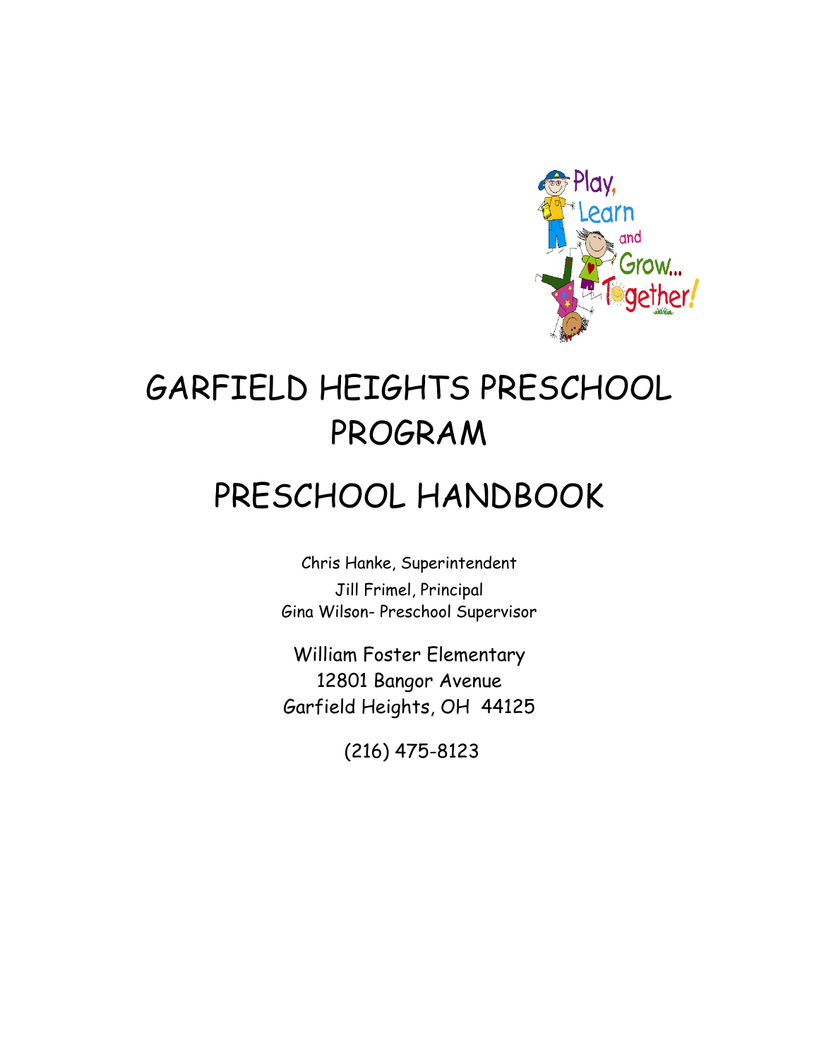# GARFIELD HEIGHTS PRESCHOOL PROGRAM

# PRESCHOOL HANDBOOK

Chris Hanke, Superintendent
Jill Frimel, Principal
Gina Wilson- Preschool Supervisor

William Foster Elementary
12801 Bangor Avenue
Garfield Heights, OH 44125

(216) 475-8123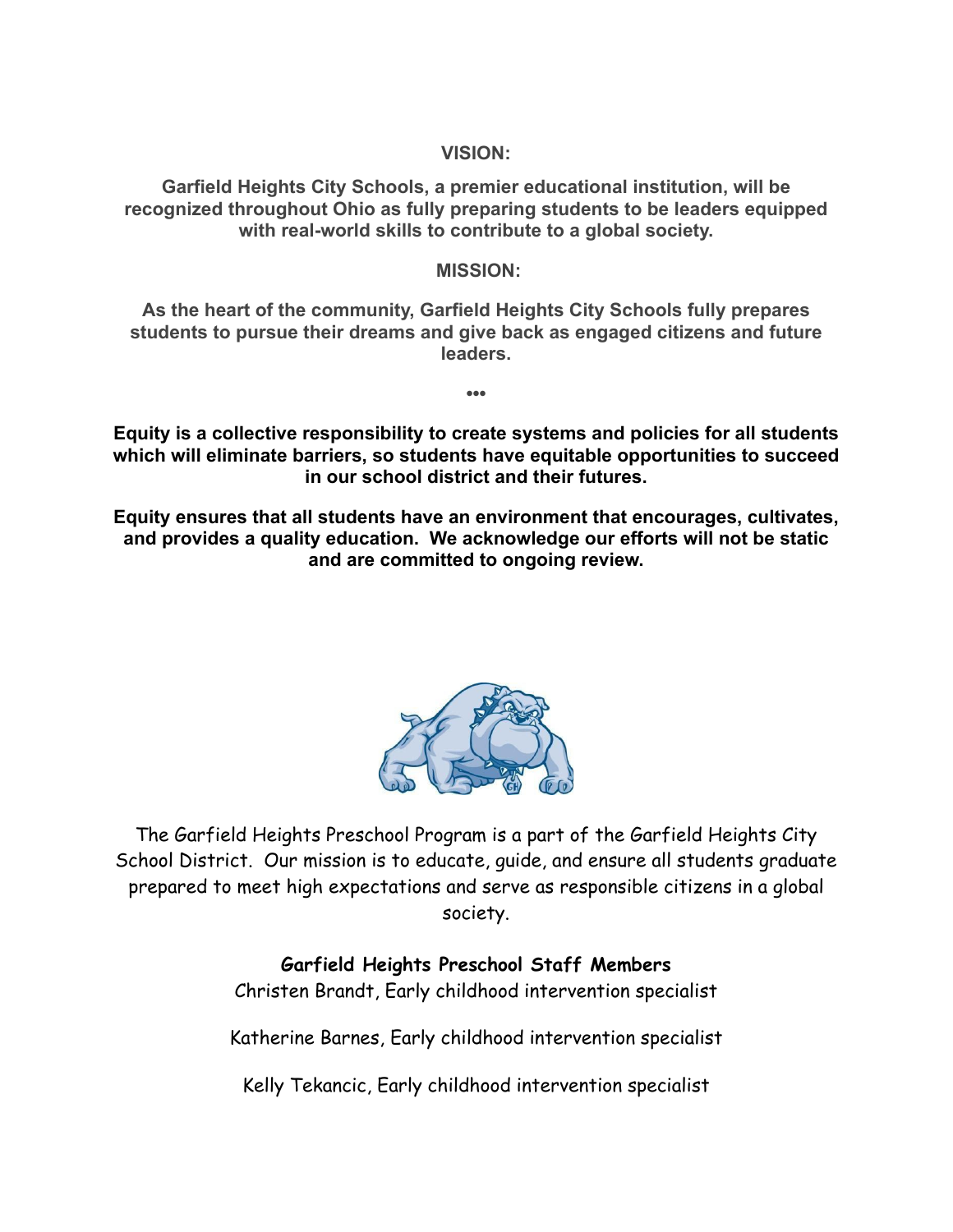## VISION:

**Garfield Heights City Schools, a premier educational institution, will be recognized throughout Ohio as fully preparing students to be leaders equipped with real-world skills to contribute to a global society.**

## MISSION:

**As the heart of the community, Garfield Heights City Schools fully prepares students to pursue their dreams and give back as engaged citizens and future leaders.**

•••

**Equity is a collective responsibility to create systems and policies for all students which will eliminate barriers, so students have equitable opportunities to succeed in our school district and their futures.**

**Equity ensures that all students have an environment that encourages, cultivates, and provides a quality education. We acknowledge our efforts will not be static and are committed to ongoing review.**

The Garfield Heights Preschool Program is a part of the Garfield Heights City School District. Our mission is to educate, guide, and ensure all students graduate prepared to meet high expectations and serve as responsible citizens in a global society.

**Garfield Heights Preschool Staff Members**

Christen Brandt, Early childhood intervention specialist

Katherine Barnes, Early childhood intervention specialist

Kelly Tekancic, Early childhood intervention specialist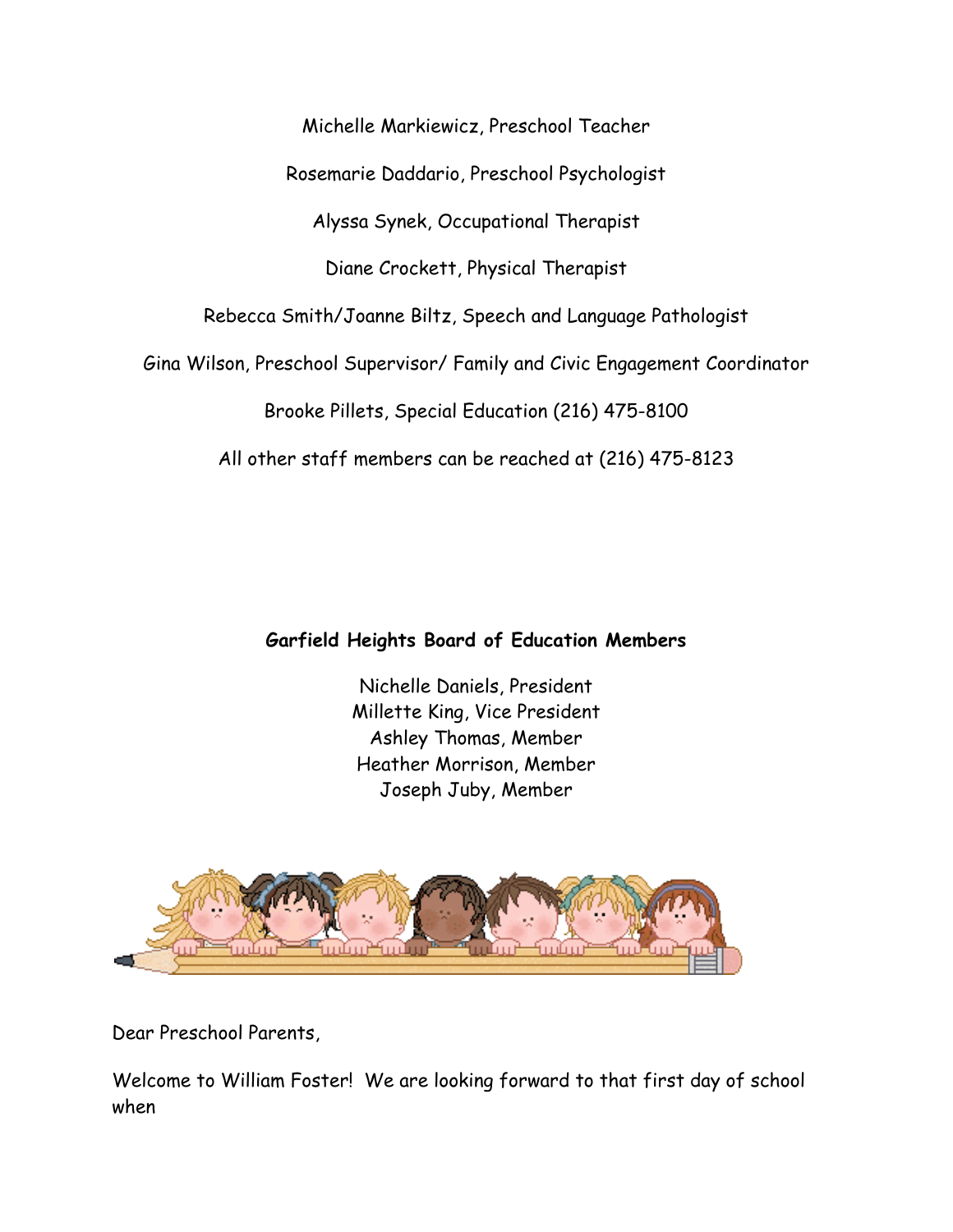Michelle Markiewicz, Preschool Teacher

Rosemarie Daddario, Preschool Psychologist

Alyssa Synek, Occupational Therapist

Diane Crockett, Physical Therapist

Rebecca Smith/Joanne Biltz, Speech and Language Pathologist

Gina Wilson, Preschool Supervisor/ Family and Civic Engagement Coordinator

Brooke Pillets, Special Education (216) 475-8100

All other staff members can be reached at (216) 475-8123

**Garfield Heights Board of Education Members**

Nichelle Daniels, President
Millette King, Vice President
Ashley Thomas, Member
Heather Morrison, Member
Joseph Juby, Member

Dear Preschool Parents,

Welcome to William Foster! We are looking forward to that first day of school when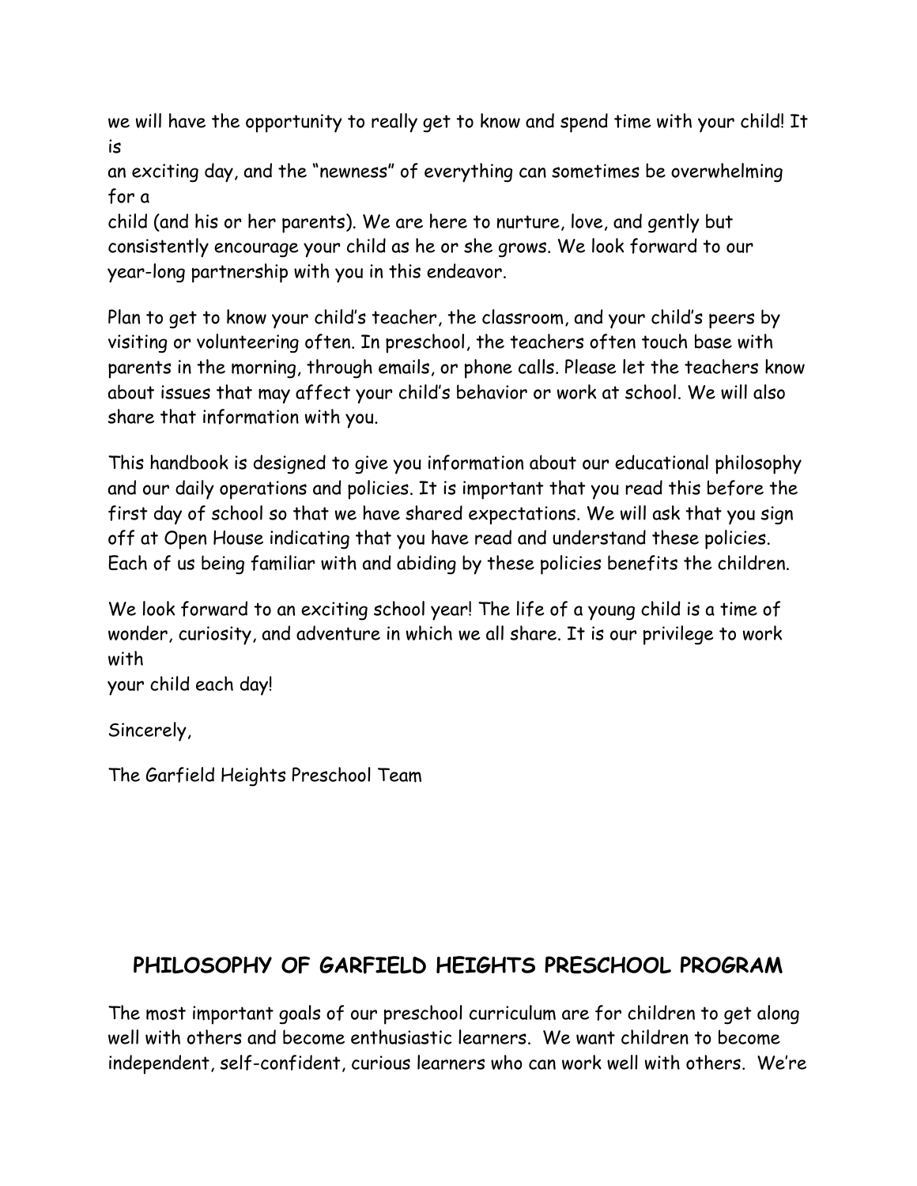we will have the opportunity to really get to know and spend time with your child! It is an exciting day, and the "newness" of everything can sometimes be overwhelming for a child (and his or her parents). We are here to nurture, love, and gently but consistently encourage your child as he or she grows. We look forward to our year-long partnership with you in this endeavor.

Plan to get to know your child's teacher, the classroom, and your child's peers by visiting or volunteering often. In preschool, the teachers often touch base with parents in the morning, through emails, or phone calls. Please let the teachers know about issues that may affect your child's behavior or work at school. We will also share that information with you.

This handbook is designed to give you information about our educational philosophy and our daily operations and policies. It is important that you read this before the first day of school so that we have shared expectations. We will ask that you sign off at Open House indicating that you have read and understand these policies. Each of us being familiar with and abiding by these policies benefits the children.

We look forward to an exciting school year! The life of a young child is a time of wonder, curiosity, and adventure in which we all share. It is our privilege to work with your child each day!

Sincerely,

The Garfield Heights Preschool Team

## PHILOSOPHY OF GARFIELD HEIGHTS PRESCHOOL PROGRAM

The most important goals of our preschool curriculum are for children to get along well with others and become enthusiastic learners. We want children to become independent, self-confident, curious learners who can work well with others. We're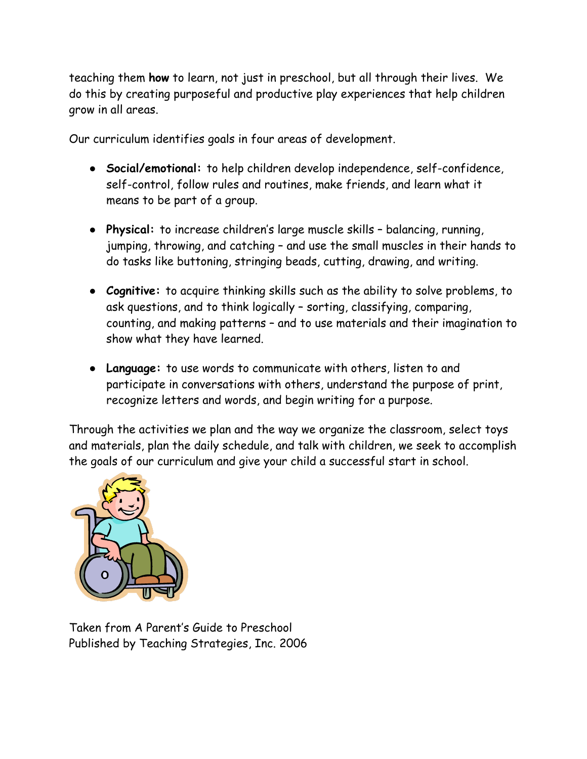teaching them **how** to learn, not just in preschool, but all through their lives. We do this by creating purposeful and productive play experiences that help children grow in all areas.

Our curriculum identifies goals in four areas of development.

- **Social/emotional:** to help children develop independence, self-confidence, self-control, follow rules and routines, make friends, and learn what it means to be part of a group.

- **Physical:** to increase children's large muscle skills – balancing, running, jumping, throwing, and catching – and use the small muscles in their hands to do tasks like buttoning, stringing beads, cutting, drawing, and writing.

- ***Cognitive:*** to acquire thinking skills such as the ability to solve problems, to ask questions, and to think logically – sorting, classifying, comparing, counting, and making patterns – and to use materials and their imagination to show what they have learned.

- **Language:** to use words to communicate with others, listen to and participate in conversations with others, understand the purpose of print, recognize letters and words, and begin writing for a purpose.

Through the activities we plan and the way we organize the classroom, select toys and materials, plan the daily schedule, and talk with children, we seek to accomplish the goals of our curriculum and give your child a successful start in school.

Taken from A Parent's Guide to Preschool
Published by Teaching Strategies, Inc. 2006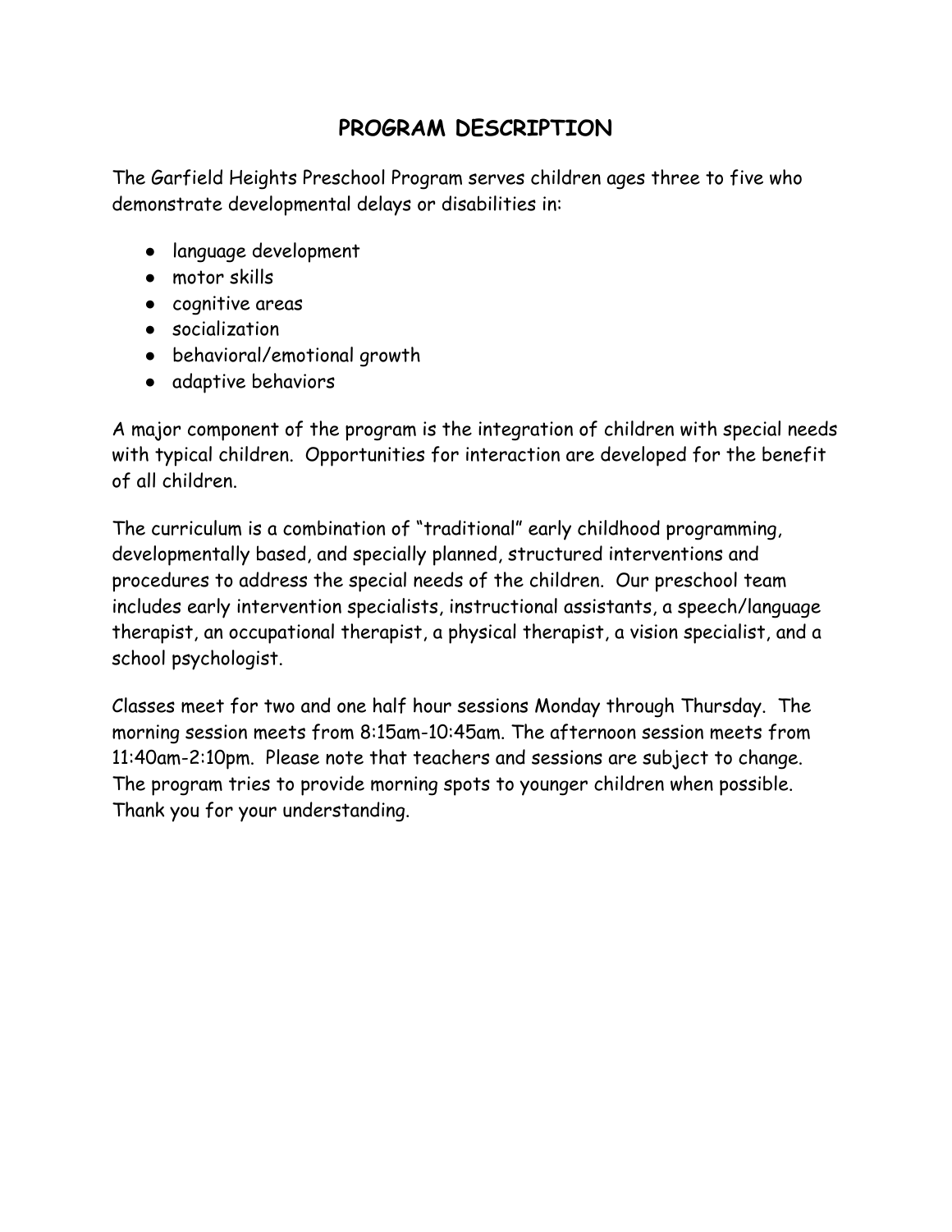# PROGRAM DESCRIPTION

The Garfield Heights Preschool Program serves children ages three to five who demonstrate developmental delays or disabilities in:

- language development
- motor skills
- cognitive areas
- socialization
- behavioral/emotional growth
- adaptive behaviors

A major component of the program is the integration of children with special needs with typical children. Opportunities for interaction are developed for the benefit of all children.

The curriculum is a combination of "traditional" early childhood programming, developmentally based, and specially planned, structured interventions and procedures to address the special needs of the children. Our preschool team includes early intervention specialists, instructional assistants, a speech/language therapist, an occupational therapist, a physical therapist, a vision specialist, and a school psychologist.

Classes meet for two and one half hour sessions Monday through Thursday. The morning session meets from 8:15am-10:45am. The afternoon session meets from 11:40am-2:10pm. Please note that teachers and sessions are subject to change. The program tries to provide morning spots to younger children when possible. Thank you for your understanding.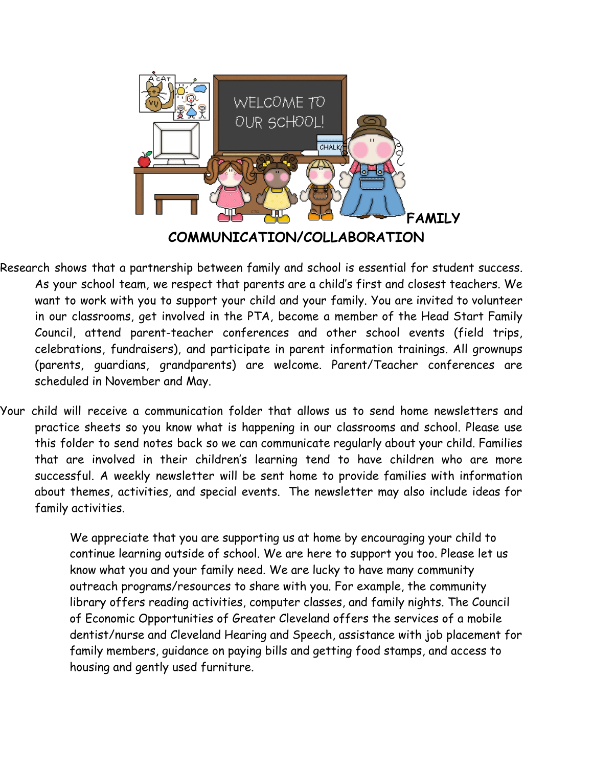## FAMILY COMMUNICATION/COLLABORATION

Research shows that a partnership between family and school is essential for student success. As your school team, we respect that parents are a child's first and closest teachers. We want to work with you to support your child and your family. You are invited to volunteer in our classrooms, get involved in the PTA, become a member of the Head Start Family Council, attend parent-teacher conferences and other school events (field trips, celebrations, fundraisers), and participate in parent information trainings. All grownups (parents, guardians, grandparents) are welcome. Parent/Teacher conferences are scheduled in November and May.

Your child will receive a communication folder that allows us to send home newsletters and practice sheets so you know what is happening in our classrooms and school. Please use this folder to send notes back so we can communicate regularly about your child. Families that are involved in their children's learning tend to have children who are more successful. A weekly newsletter will be sent home to provide families with information about themes, activities, and special events. The newsletter may also include ideas for family activities.

We appreciate that you are supporting us at home by encouraging your child to continue learning outside of school. We are here to support you too. Please let us know what you and your family need. We are lucky to have many community outreach programs/resources to share with you. For example, the community library offers reading activities, computer classes, and family nights. The Council of Economic Opportunities of Greater Cleveland offers the services of a mobile dentist/nurse and Cleveland Hearing and Speech, assistance with job placement for family members, guidance on paying bills and getting food stamps, and access to housing and gently used furniture.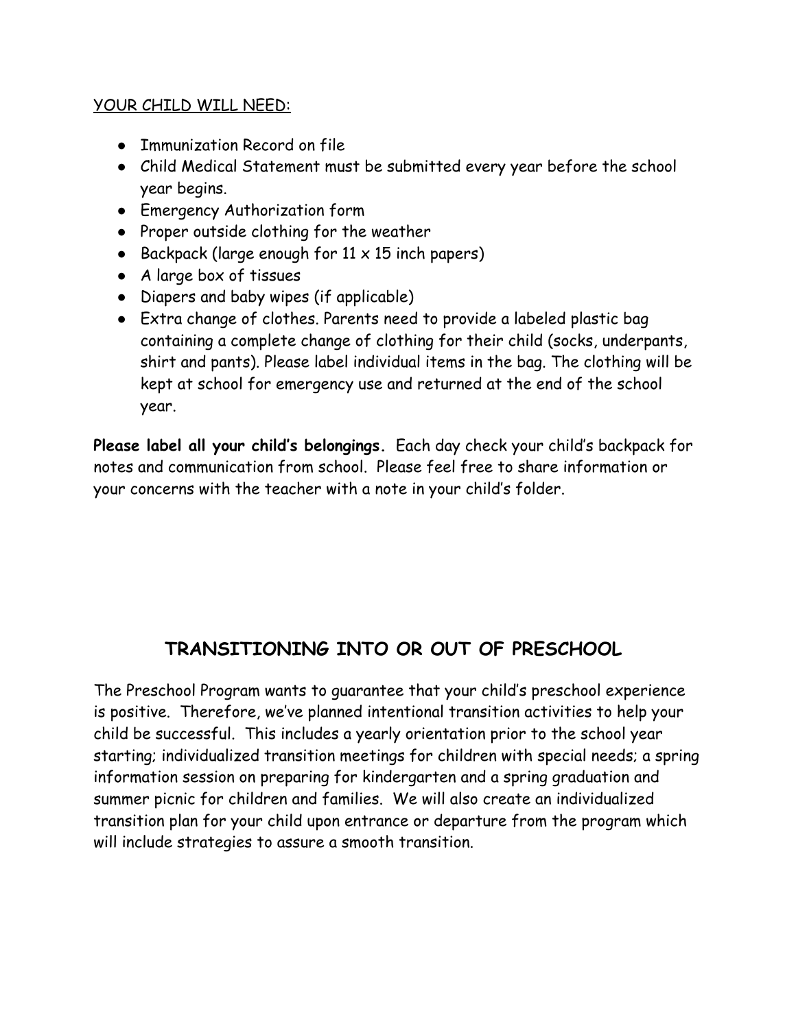YOUR CHILD WILL NEED:

- Immunization Record on file
- Child Medical Statement must be submitted every year before the school year begins.
- Emergency Authorization form
- Proper outside clothing for the weather
- Backpack (large enough for 11 x 15 inch papers)
- A large box of tissues
- Diapers and baby wipes (if applicable)
- Extra change of clothes. Parents need to provide a labeled plastic bag containing a complete change of clothing for their child (socks, underpants, shirt and pants). Please label individual items in the bag. The clothing will be kept at school for emergency use and returned at the end of the school year.

**Please label all your child's belongings.** Each day check your child's backpack for notes and communication from school. Please feel free to share information or your concerns with the teacher with a note in your child's folder.

## TRANSITIONING INTO OR OUT OF PRESCHOOL

The Preschool Program wants to guarantee that your child's preschool experience is positive. Therefore, we've planned intentional transition activities to help your child be successful. This includes a yearly orientation prior to the school year starting; individualized transition meetings for children with special needs; a spring information session on preparing for kindergarten and a spring graduation and summer picnic for children and families. We will also create an individualized transition plan for your child upon entrance or departure from the program which will include strategies to assure a smooth transition.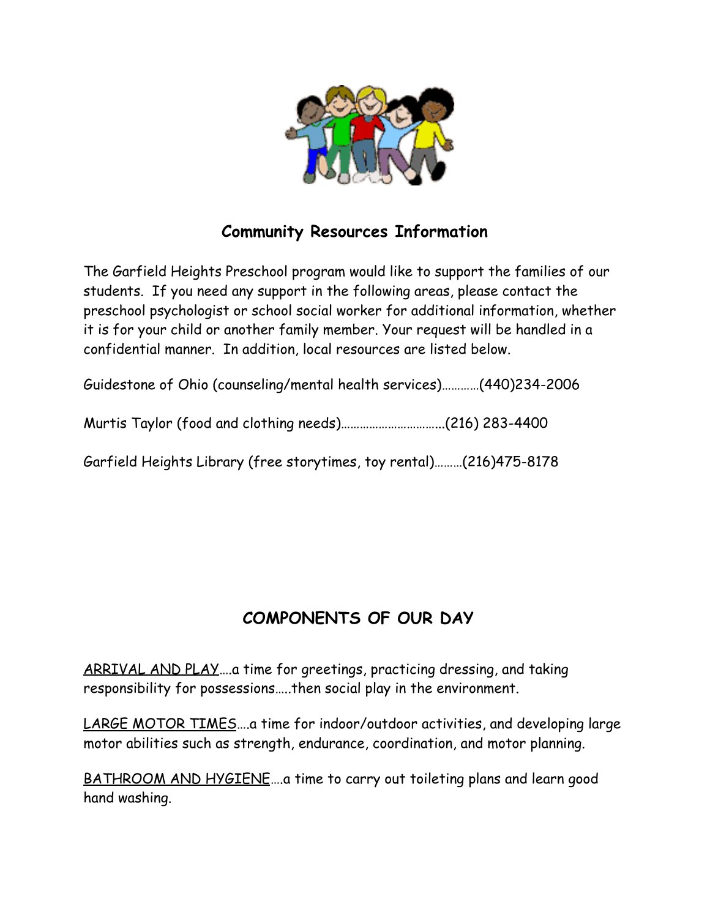## Community Resources Information

The Garfield Heights Preschool program would like to support the families of our students. If you need any support in the following areas, please contact the preschool psychologist or school social worker for additional information, whether it is for your child or another family member. Your request will be handled in a confidential manner. In addition, local resources are listed below.

Guidestone of Ohio (counseling/mental health services)…………(440)234-2006

Murtis Taylor (food and clothing needs)…………………………..(216) 283-4400

Garfield Heights Library (free storytimes, toy rental)………(216)475-8178

## COMPONENTS OF OUR DAY

<u>ARRIVAL AND PLAY</u>….a time for greetings, practicing dressing, and taking responsibility for possessions…..then social play in the environment.

<u>LARGE MOTOR TIMES</u>….a time for indoor/outdoor activities, and developing large motor abilities such as strength, endurance, coordination, and motor planning.

<u>BATHROOM AND HYGIENE</u>….a time to carry out toileting plans and learn good hand washing.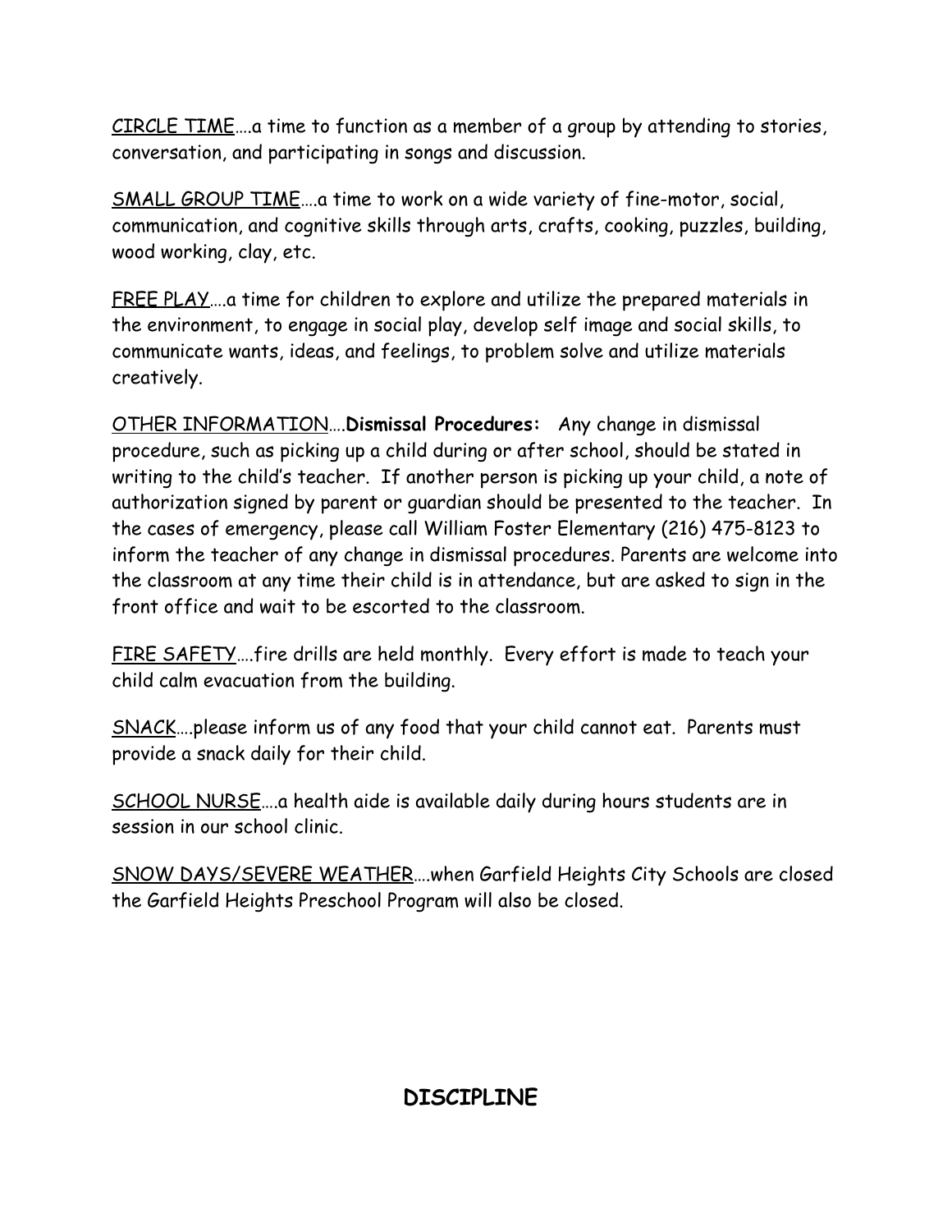<u>CIRCLE TIME</u>….a time to function as a member of a group by attending to stories, conversation, and participating in songs and discussion.

<u>SMALL GROUP TIME</u>….a time to work on a wide variety of fine-motor, social, communication, and cognitive skills through arts, crafts, cooking, puzzles, building, wood working, clay, etc.

<u>FREE PLAY</u>….a time for children to explore and utilize the prepared materials in the environment, to engage in social play, develop self image and social skills, to communicate wants, ideas, and feelings, to problem solve and utilize materials creatively.

<u>OTHER INFORMATION</u>….**Dismissal Procedures:** Any change in dismissal procedure, such as picking up a child during or after school, should be stated in writing to the child's teacher. If another person is picking up your child, a note of authorization signed by parent or guardian should be presented to the teacher. In the cases of emergency, please call William Foster Elementary (216) 475-8123 to inform the teacher of any change in dismissal procedures. Parents are welcome into the classroom at any time their child is in attendance, but are asked to sign in the front office and wait to be escorted to the classroom.

<u>FIRE SAFETY</u>….fire drills are held monthly. Every effort is made to teach your child calm evacuation from the building.

<u>SNACK</u>….please inform us of any food that your child cannot eat. Parents must provide a snack daily for their child.

<u>SCHOOL NURSE</u>….a health aide is available daily during hours students are in session in our school clinic.

<u>SNOW DAYS/SEVERE WEATHER</u>….when Garfield Heights City Schools are closed the Garfield Heights Preschool Program will also be closed.

## DISCIPLINE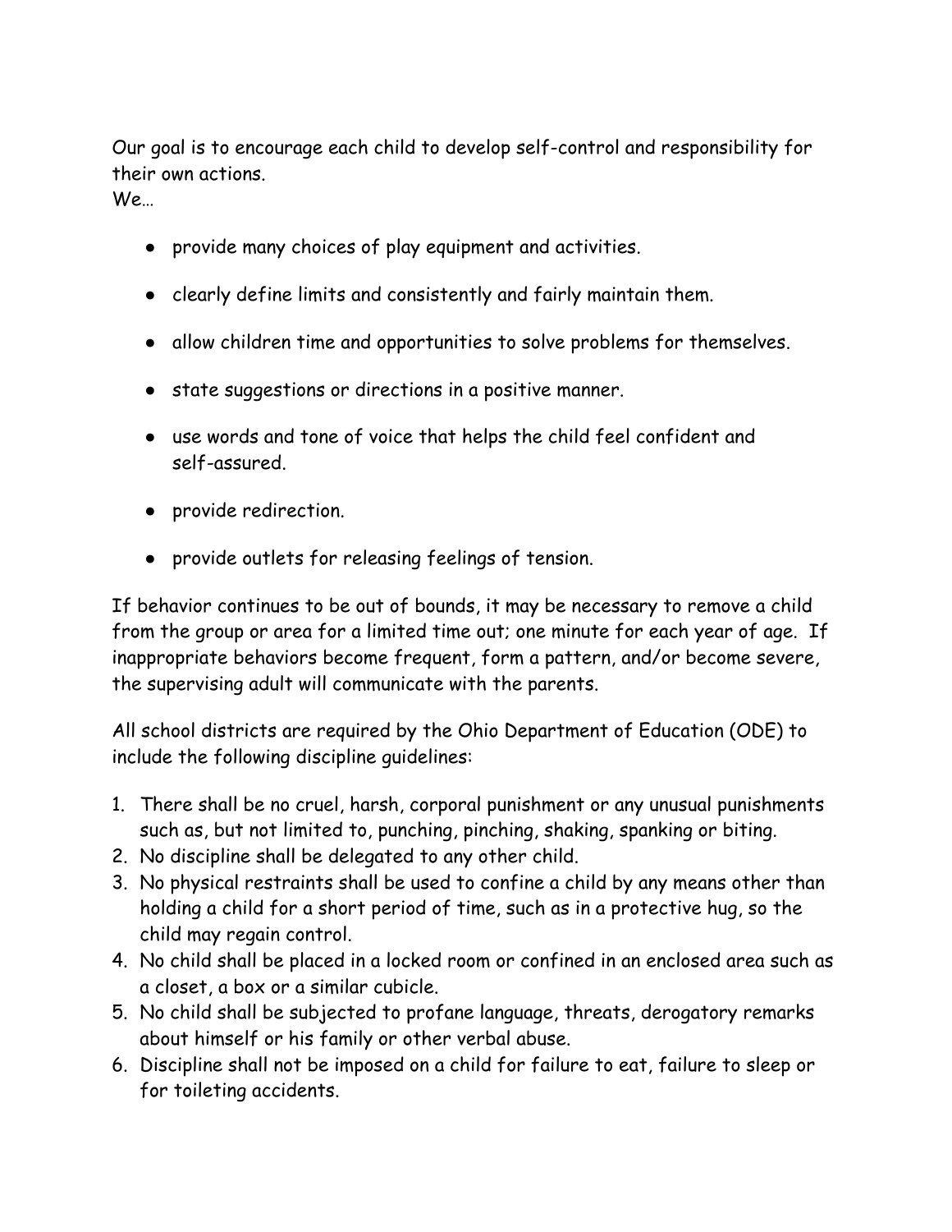Our goal is to encourage each child to develop self-control and responsibility for their own actions.
We…

- provide many choices of play equipment and activities.
- clearly define limits and consistently and fairly maintain them.
- allow children time and opportunities to solve problems for themselves.
- state suggestions or directions in a positive manner.
- use words and tone of voice that helps the child feel confident and self-assured.
- provide redirection.
- provide outlets for releasing feelings of tension.

If behavior continues to be out of bounds, it may be necessary to remove a child from the group or area for a limited time out; one minute for each year of age. If inappropriate behaviors become frequent, form a pattern, and/or become severe, the supervising adult will communicate with the parents.

All school districts are required by the Ohio Department of Education (ODE) to include the following discipline guidelines:

1. There shall be no cruel, harsh, corporal punishment or any unusual punishments such as, but not limited to, punching, pinching, shaking, spanking or biting.
2. No discipline shall be delegated to any other child.
3. No physical restraints shall be used to confine a child by any means other than holding a child for a short period of time, such as in a protective hug, so the child may regain control.
4. No child shall be placed in a locked room or confined in an enclosed area such as a closet, a box or a similar cubicle.
5. No child shall be subjected to profane language, threats, derogatory remarks about himself or his family or other verbal abuse.
6. Discipline shall not be imposed on a child for failure to eat, failure to sleep or for toileting accidents.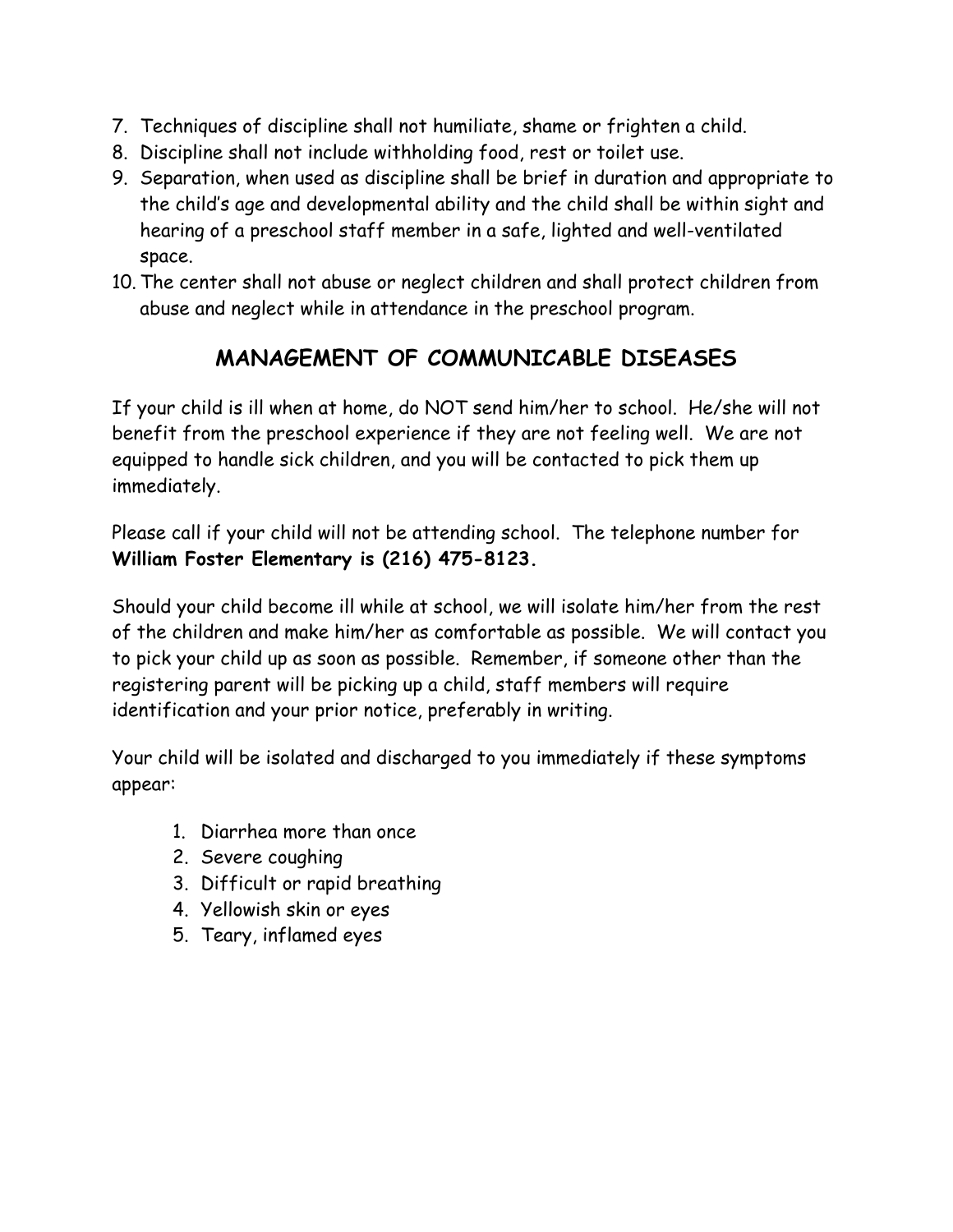7. Techniques of discipline shall not humiliate, shame or frighten a child.
8. Discipline shall not include withholding food, rest or toilet use.
9. Separation, when used as discipline shall be brief in duration and appropriate to the child's age and developmental ability and the child shall be within sight and hearing of a preschool staff member in a safe, lighted and well-ventilated space.
10. The center shall not abuse or neglect children and shall protect children from abuse and neglect while in attendance in the preschool program.

## MANAGEMENT OF COMMUNICABLE DISEASES

If your child is ill when at home, do NOT send him/her to school. He/she will not benefit from the preschool experience if they are not feeling well. We are not equipped to handle sick children, and you will be contacted to pick them up immediately.

Please call if your child will not be attending school. The telephone number for **William Foster Elementary is (216) 475-8123.**

Should your child become ill while at school, we will isolate him/her from the rest of the children and make him/her as comfortable as possible. We will contact you to pick your child up as soon as possible. Remember, if someone other than the registering parent will be picking up a child, staff members will require identification and your prior notice, preferably in writing.

Your child will be isolated and discharged to you immediately if these symptoms appear:

1. Diarrhea more than once
2. Severe coughing
3. Difficult or rapid breathing
4. Yellowish skin or eyes
5. Teary, inflamed eyes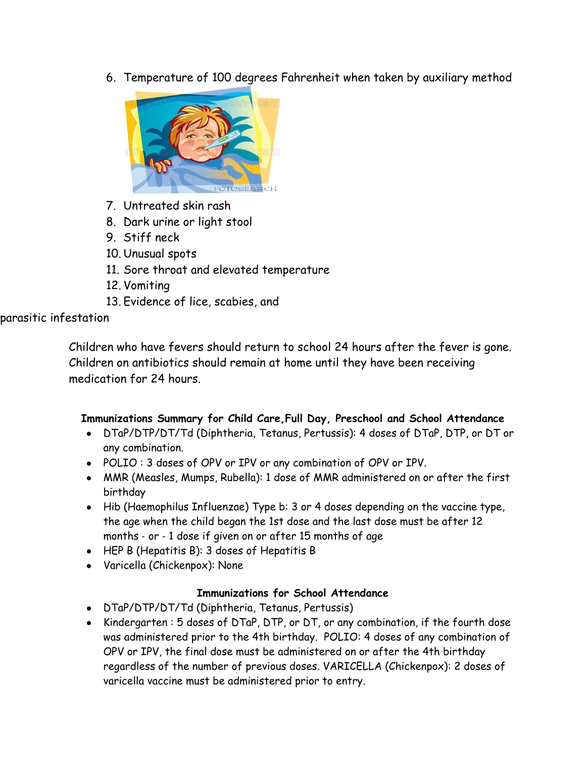6. Temperature of 100 degrees Fahrenheit when taken by auxiliary method
7. Untreated skin rash
8. Dark urine or light stool
9. Stiff neck
10. Unusual spots
11. Sore throat and elevated temperature
12. Vomiting
13. Evidence of lice, scabies, and parasitic infestation

Children who have fevers should return to school 24 hours after the fever is gone. Children on antibiotics should remain at home until they have been receiving medication for 24 hours.

**Immunizations Summary for Child Care,Full Day, Preschool and School Attendance**

- DTaP/DTP/DT/Td (Diphtheria, Tetanus, Pertussis): 4 doses of DTaP, DTP, or DT or any combination.
- POLIO : 3 doses of OPV or IPV or any combination of OPV or IPV.
- MMR (Measles, Mumps, Rubella): 1 dose of MMR administered on or after the first birthday
- Hib (Haemophilus Influenzae) Type b: 3 or 4 doses depending on the vaccine type, the age when the child began the 1st dose and the last dose must be after 12 months - or - 1 dose if given on or after 15 months of age
- HEP B (Hepatitis B): 3 doses of Hepatitis B
- Varicella (Chickenpox): None

**Immunizations for School Attendance**

- DTaP/DTP/DT/Td (Diphtheria, Tetanus, Pertussis)
- Kindergarten : 5 doses of DTaP, DTP, or DT, or any combination, if the fourth dose was administered prior to the 4th birthday. POLIO: 4 doses of any combination of OPV or IPV, the final dose must be administered on or after the 4th birthday regardless of the number of previous doses. VARICELLA (Chickenpox): 2 doses of varicella vaccine must be administered prior to entry.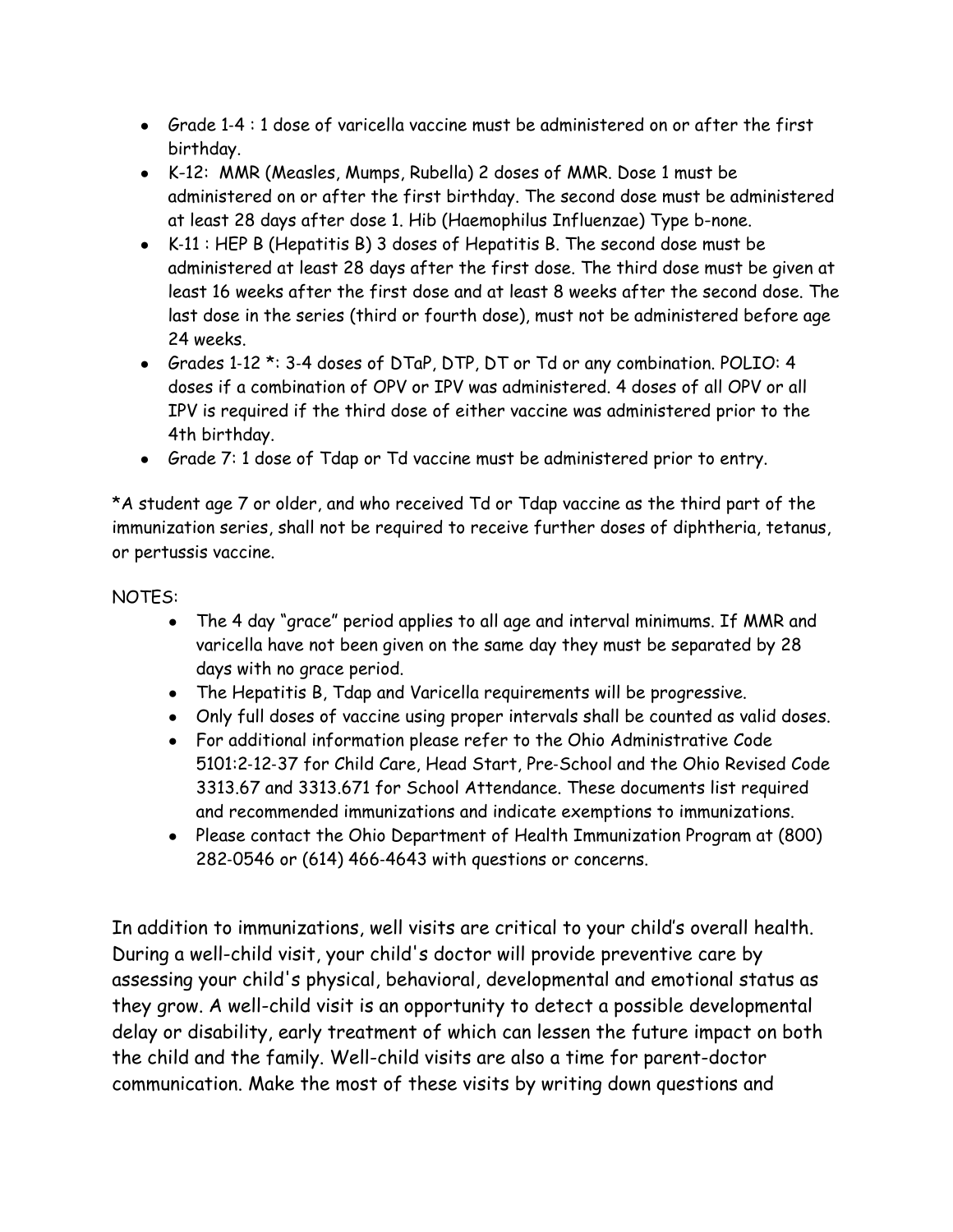- Grade 1-4 : 1 dose of varicella vaccine must be administered on or after the first birthday.
- K-12: MMR (Measles, Mumps, Rubella) 2 doses of MMR. Dose 1 must be administered on or after the first birthday. The second dose must be administered at least 28 days after dose 1. Hib (Haemophilus Influenzae) Type b-none.
- K-11 : HEP B (Hepatitis B) 3 doses of Hepatitis B. The second dose must be administered at least 28 days after the first dose. The third dose must be given at least 16 weeks after the first dose and at least 8 weeks after the second dose. The last dose in the series (third or fourth dose), must not be administered before age 24 weeks.
- Grades 1-12 *: 3-4 doses of DTaP, DTP, DT or Td or any combination. POLIO: 4 doses if a combination of OPV or IPV was administered. 4 doses of all OPV or all IPV is required if the third dose of either vaccine was administered prior to the 4th birthday.
- Grade 7: 1 dose of Tdap or Td vaccine must be administered prior to entry.

*A student age 7 or older, and who received Td or Tdap vaccine as the third part of the immunization series, shall not be required to receive further doses of diphtheria, tetanus, or pertussis vaccine.

NOTES:

- The 4 day "grace" period applies to all age and interval minimums. If MMR and varicella have not been given on the same day they must be separated by 28 days with no grace period.
- The Hepatitis B, Tdap and Varicella requirements will be progressive.
- Only full doses of vaccine using proper intervals shall be counted as valid doses.
- For additional information please refer to the Ohio Administrative Code 5101:2-12-37 for Child Care, Head Start, Pre-School and the Ohio Revised Code 3313.67 and 3313.671 for School Attendance. These documents list required and recommended immunizations and indicate exemptions to immunizations.
- Please contact the Ohio Department of Health Immunization Program at (800) 282-0546 or (614) 466-4643 with questions or concerns.

In addition to immunizations, well visits are critical to your child's overall health. During a well-child visit, your child's doctor will provide preventive care by assessing your child's physical, behavioral, developmental and emotional status as they grow. A well-child visit is an opportunity to detect a possible developmental delay or disability, early treatment of which can lessen the future impact on both the child and the family. Well-child visits are also a time for parent-doctor communication. Make the most of these visits by writing down questions and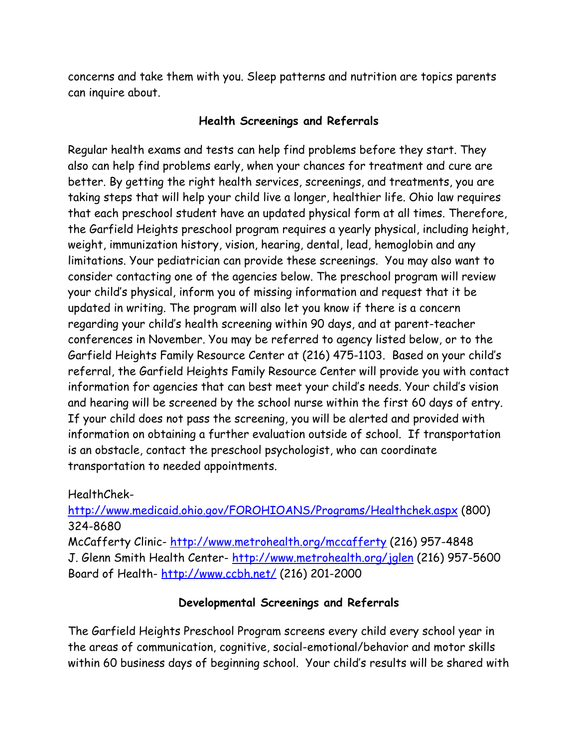concerns and take them with you. Sleep patterns and nutrition are topics parents can inquire about.

## Health Screenings and Referrals

Regular health exams and tests can help find problems before they start. They also can help find problems early, when your chances for treatment and cure are better. By getting the right health services, screenings, and treatments, you are taking steps that will help your child live a longer, healthier life. Ohio law requires that each preschool student have an updated physical form at all times. Therefore, the Garfield Heights preschool program requires a yearly physical, including height, weight, immunization history, vision, hearing, dental, lead, hemoglobin and any limitations. Your pediatrician can provide these screenings. You may also want to consider contacting one of the agencies below. The preschool program will review your child's physical, inform you of missing information and request that it be updated in writing. The program will also let you know if there is a concern regarding your child's health screening within 90 days, and at parent-teacher conferences in November. You may be referred to agency listed below, or to the Garfield Heights Family Resource Center at (216) 475-1103. Based on your child's referral, the Garfield Heights Family Resource Center will provide you with contact information for agencies that can best meet your child's needs. Your child's vision and hearing will be screened by the school nurse within the first 60 days of entry. If your child does not pass the screening, you will be alerted and provided with information on obtaining a further evaluation outside of school. If transportation is an obstacle, contact the preschool psychologist, who can coordinate transportation to needed appointments.

HealthChek- http://www.medicaid.ohio.gov/FOROHIOANS/Programs/Healthchek.aspx (800) 324-8680
McCafferty Clinic- http://www.metrohealth.org/mccafferty (216) 957-4848
J. Glenn Smith Health Center- http://www.metrohealth.org/jglen (216) 957-5600
Board of Health- http://www.ccbh.net/ (216) 201-2000

## Developmental Screenings and Referrals

The Garfield Heights Preschool Program screens every child every school year in the areas of communication, cognitive, social-emotional/behavior and motor skills within 60 business days of beginning school. Your child's results will be shared with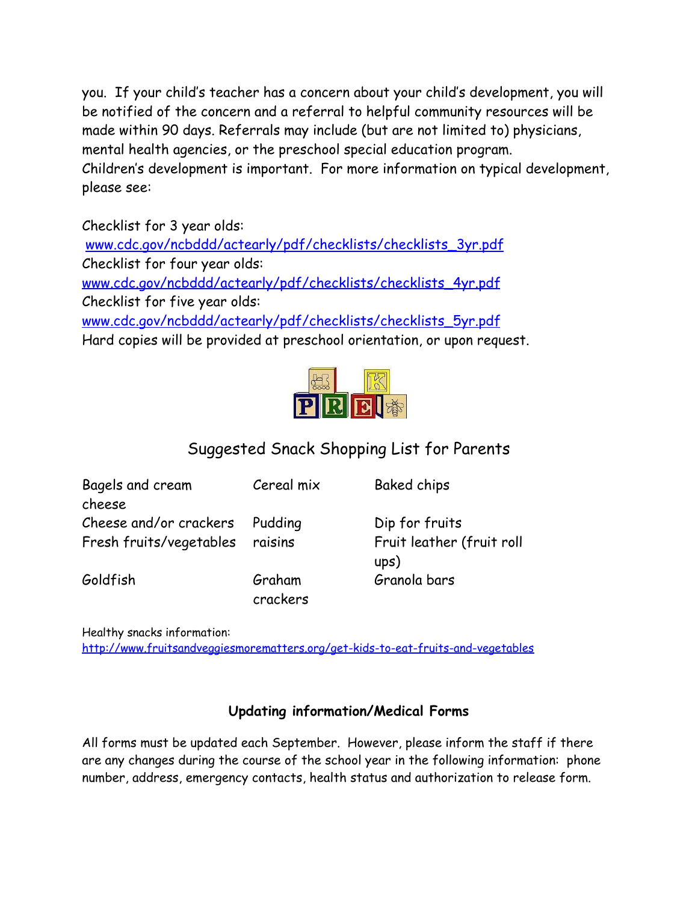you. If your child's teacher has a concern about your child's development, you will be notified of the concern and a referral to helpful community resources will be made within 90 days. Referrals may include (but are not limited to) physicians, mental health agencies, or the preschool special education program.
Children's development is important. For more information on typical development, please see:

Checklist for 3 year olds:
[www.cdc.gov/ncbddd/actearly/pdf/checklists/checklists_3yr.pdf](www.cdc.gov/ncbddd/actearly/pdf/checklists/checklists_3yr.pdf)
Checklist for four year olds:
[www.cdc.gov/ncbddd/actearly/pdf/checklists/checklists_4yr.pdf](www.cdc.gov/ncbddd/actearly/pdf/checklists/checklists_4yr.pdf)
Checklist for five year olds:
[www.cdc.gov/ncbddd/actearly/pdf/checklists/checklists_5yr.pdf](www.cdc.gov/ncbddd/actearly/pdf/checklists/checklists_5yr.pdf)
Hard copies will be provided at preschool orientation, or upon request.

## Suggested Snack Shopping List for Parents

| | | |
|---|---|---|
| Bagels and cream cheese | Cereal mix | Baked chips |
| Cheese and/or crackers | Pudding | Dip for fruits |
| Fresh fruits/vegetables | raisins | Fruit leather (fruit roll ups) |
| Goldfish | Graham crackers | Granola bars |

Healthy snacks information:
[http://www.fruitsandveggiesmorematters.org/get-kids-to-eat-fruits-and-vegetables](http://www.fruitsandveggiesmorematters.org/get-kids-to-eat-fruits-and-vegetables)

### Updating information/Medical Forms

All forms must be updated each September. However, please inform the staff if there are any changes during the course of the school year in the following information: phone number, address, emergency contacts, health status and authorization to release form.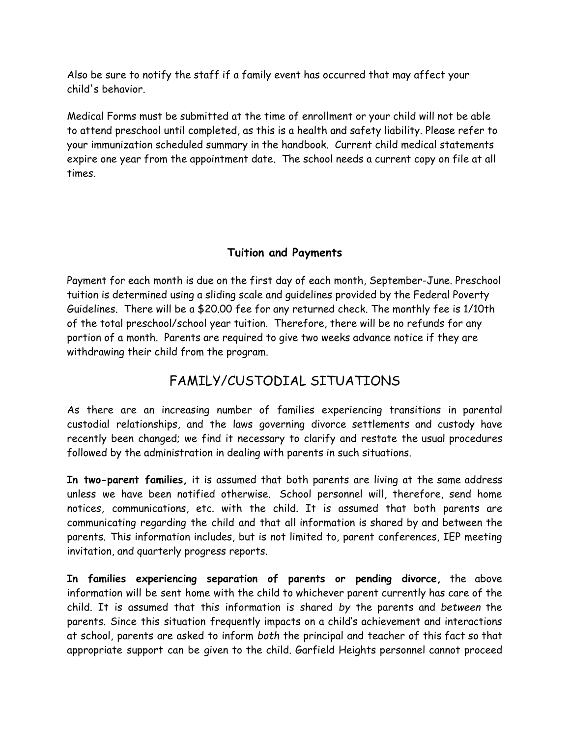Also be sure to notify the staff if a family event has occurred that may affect your child's behavior.

Medical Forms must be submitted at the time of enrollment or your child will not be able to attend preschool until completed, as this is a health and safety liability. Please refer to your immunization scheduled summary in the handbook. Current child medical statements expire one year from the appointment date. The school needs a current copy on file at all times.

### Tuition and Payments

Payment for each month is due on the first day of each month, September-June. Preschool tuition is determined using a sliding scale and guidelines provided by the Federal Poverty Guidelines. There will be a $20.00 fee for any returned check. The monthly fee is 1/10th of the total preschool/school year tuition. Therefore, there will be no refunds for any portion of a month. Parents are required to give two weeks advance notice if they are withdrawing their child from the program.

## FAMILY/CUSTODIAL SITUATIONS

As there are an increasing number of families experiencing transitions in parental custodial relationships, and the laws governing divorce settlements and custody have recently been changed; we find it necessary to clarify and restate the usual procedures followed by the administration in dealing with parents in such situations.

**In two-parent families,** it is assumed that both parents are living at the same address unless we have been notified otherwise. School personnel will, therefore, send home notices, communications, etc. with the child. It is assumed that both parents are communicating regarding the child and that all information is shared by and between the parents. This information includes, but is not limited to, parent conferences, IEP meeting invitation, and quarterly progress reports.

**In families experiencing separation of parents or pending divorce,** the above information will be sent home with the child to whichever parent currently has care of the child. It is assumed that this information is shared *by* the parents and *between* the parents. Since this situation frequently impacts on a child's achievement and interactions at school, parents are asked to inform *both* the principal and teacher of this fact so that appropriate support can be given to the child. Garfield Heights personnel cannot proceed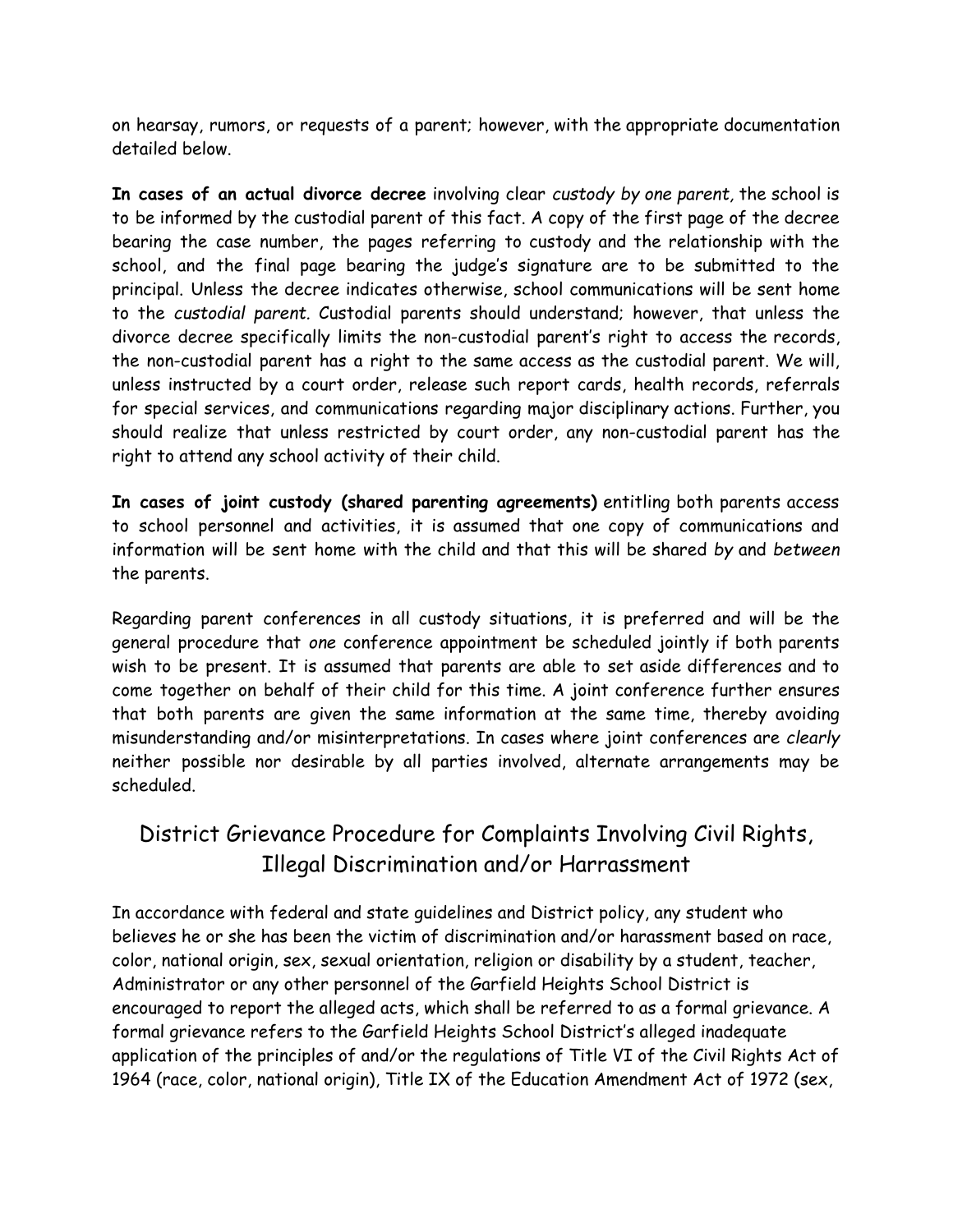on hearsay, rumors, or requests of a parent; however, with the appropriate documentation detailed below.

**In cases of an actual divorce decree** involving clear *custody by one parent,* the school is to be informed by the custodial parent of this fact. A copy of the first page of the decree bearing the case number, the pages referring to custody and the relationship with the school, and the final page bearing the judge's signature are to be submitted to the principal. Unless the decree indicates otherwise, school communications will be sent home to the *custodial parent.* Custodial parents should understand; however, that unless the divorce decree specifically limits the non-custodial parent's right to access the records, the non-custodial parent has a right to the same access as the custodial parent. We will, unless instructed by a court order, release such report cards, health records, referrals for special services, and communications regarding major disciplinary actions. Further, you should realize that unless restricted by court order, any non-custodial parent has the right to attend any school activity of their child.

**In cases of joint custody (shared parenting agreements)** entitling both parents access to school personnel and activities, it is assumed that one copy of communications and information will be sent home with the child and that this will be shared *by* and *between* the parents.

Regarding parent conferences in all custody situations, it is preferred and will be the general procedure that *one* conference appointment be scheduled jointly if both parents wish to be present. It is assumed that parents are able to set aside differences and to come together on behalf of their child for this time. A joint conference further ensures that both parents are given the same information at the same time, thereby avoiding misunderstanding and/or misinterpretations. In cases where joint conferences are *clearly* neither possible nor desirable by all parties involved, alternate arrangements may be scheduled.

## District Grievance Procedure for Complaints Involving Civil Rights, Illegal Discrimination and/or Harrassment

In accordance with federal and state guidelines and District policy, any student who believes he or she has been the victim of discrimination and/or harassment based on race, color, national origin, sex, sexual orientation, religion or disability by a student, teacher, Administrator or any other personnel of the Garfield Heights School District is encouraged to report the alleged acts, which shall be referred to as a formal grievance. A formal grievance refers to the Garfield Heights School District's alleged inadequate application of the principles of and/or the regulations of Title VI of the Civil Rights Act of 1964 (race, color, national origin), Title IX of the Education Amendment Act of 1972 (sex,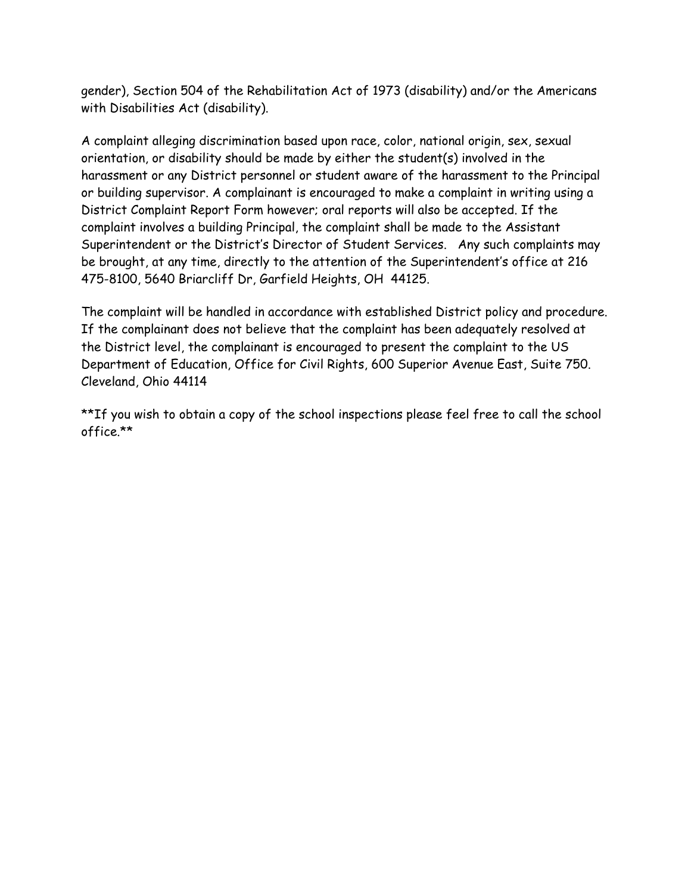gender), Section 504 of the Rehabilitation Act of 1973 (disability) and/or the Americans with Disabilities Act (disability).

A complaint alleging discrimination based upon race, color, national origin, sex, sexual orientation, or disability should be made by either the student(s) involved in the harassment or any District personnel or student aware of the harassment to the Principal or building supervisor. A complainant is encouraged to make a complaint in writing using a District Complaint Report Form however; oral reports will also be accepted. If the complaint involves a building Principal, the complaint shall be made to the Assistant Superintendent or the District's Director of Student Services. Any such complaints may be brought, at any time, directly to the attention of the Superintendent's office at 216 475-8100, 5640 Briarcliff Dr, Garfield Heights, OH 44125.

The complaint will be handled in accordance with established District policy and procedure. If the complainant does not believe that the complaint has been adequately resolved at the District level, the complainant is encouraged to present the complaint to the US Department of Education, Office for Civil Rights, 600 Superior Avenue East, Suite 750. Cleveland, Ohio 44114

**If you wish to obtain a copy of the school inspections please feel free to call the school office.**